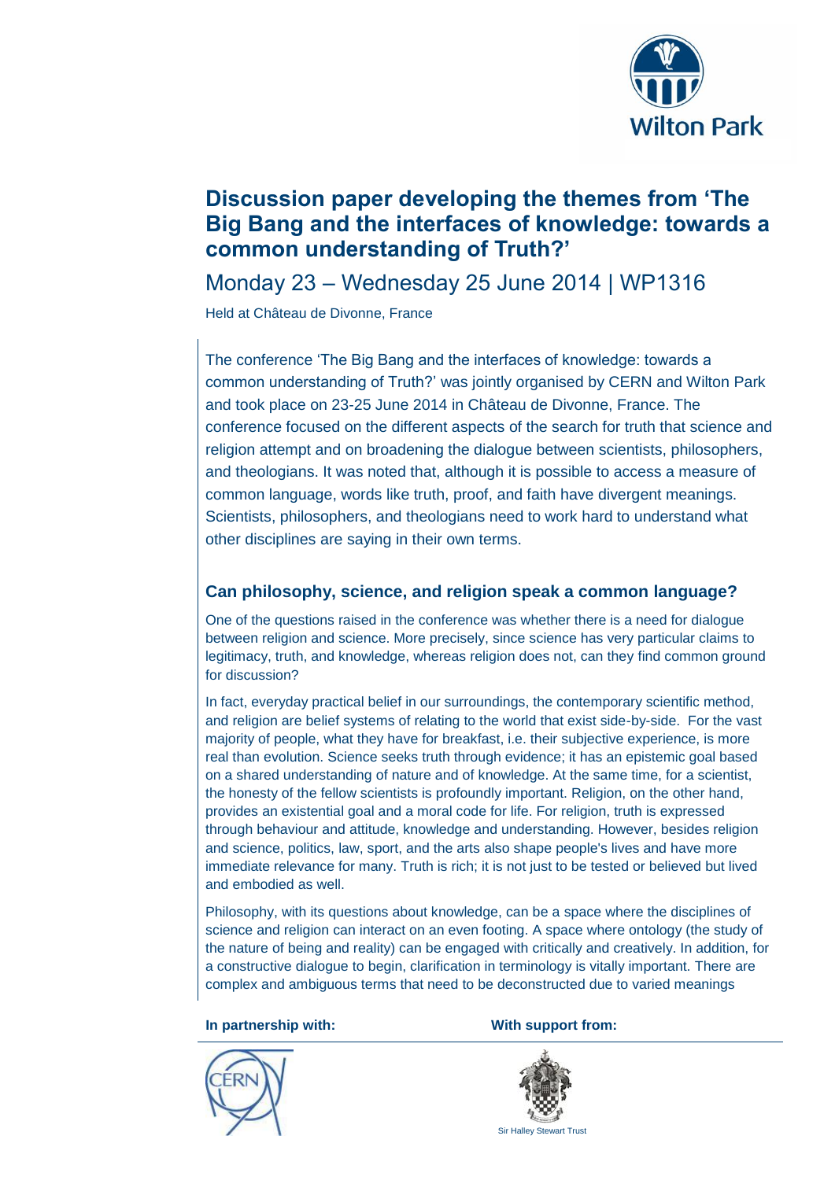# Discussion paper developing the themes from 'The Big Bang and the interfaces of knowledge: towards a common understanding of Truth?'

## Monday 23 – Wednesday 25 June 2014 | WP1316

Held at Château de Divonne, France

The conference 'The Big Bang and the interfaces of knowledge: towards a common understanding of Truth?' was jointly organised by CERN and Wilton Park and took place on 23-25 June 2014 in Château de Divonne, France. The conference focused on the different aspects of the search for truth that science and religion attempt and on broadening the dialogue between scientists, philosophers, and theologians. It was noted that, although it is possible to access a measure of common language, words like truth, proof, and faith have divergent meanings. Scientists, philosophers, and theologians need to work hard to understand what other disciplines are saying in their own terms.

### Can philosophy, science, and religion speak a common language?

One of the questions raised in the conference was whether there is a need for dialogue between religion and science. More precisely, since science has very particular claims to legitimacy, truth, and knowledge, whereas religion does not, can they find common ground for discussion?

In fact, everyday practical belief in our surroundings, the contemporary scientific method, and religion are belief systems of relating to the world that exist side-by-side. For the vast majority of people, what they have for breakfast, i.e. their subjective experience, is more real than evolution. Science seeks truth through evidence; it has an epistemic goal based on a shared understanding of nature and of knowledge. At the same time, for a scientist, the honesty of the fellow scientists is profoundly important. Religion, on the other hand, provides an existential goal and a moral code for life. For religion, truth is expressed through behaviour and attitude, knowledge and understanding. However, besides religion and science, politics, law, sport, and the arts also shape people's lives and have more immediate relevance for many. Truth is rich; it is not just to be tested or believed but lived and embodied as well.

Philosophy, with its questions about knowledge, can be a space where the disciplines of science and religion can interact on an even footing. A space where ontology (the study of the nature of being and reality) can be engaged with critically and creatively. In addition, for a constructive dialogue to begin, clarification in terminology is vitally important. There are complex and ambiguous terms that need to be deconstructed due to varied meanings

**In partnership with:** CERN

**With support from:** Sir Halley Stewart Trust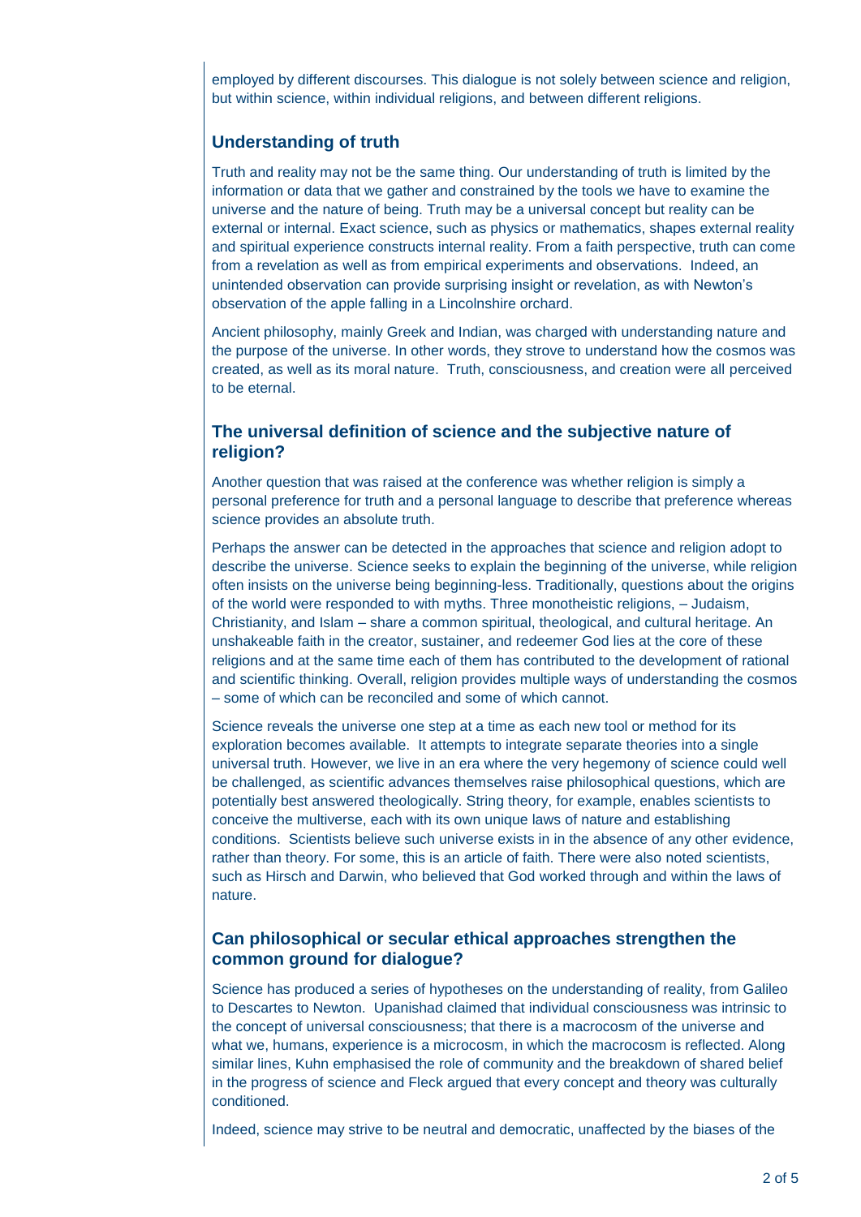employed by different discourses. This dialogue is not solely between science and religion, but within science, within individual religions, and between different religions.

## Understanding of truth

Truth and reality may not be the same thing. Our understanding of truth is limited by the information or data that we gather and constrained by the tools we have to examine the universe and the nature of being. Truth may be a universal concept but reality can be external or internal. Exact science, such as physics or mathematics, shapes external reality and spiritual experience constructs internal reality. From a faith perspective, truth can come from a revelation as well as from empirical experiments and observations. Indeed, an unintended observation can provide surprising insight or revelation, as with Newton's observation of the apple falling in a Lincolnshire orchard.

Ancient philosophy, mainly Greek and Indian, was charged with understanding nature and the purpose of the universe. In other words, they strove to understand how the cosmos was created, as well as its moral nature. Truth, consciousness, and creation were all perceived to be eternal.

## The universal definition of science and the subjective nature of religion?

Another question that was raised at the conference was whether religion is simply a personal preference for truth and a personal language to describe that preference whereas science provides an absolute truth.

Perhaps the answer can be detected in the approaches that science and religion adopt to describe the universe. Science seeks to explain the beginning of the universe, while religion often insists on the universe being beginning-less. Traditionally, questions about the origins of the world were responded to with myths. Three monotheistic religions, – Judaism, Christianity, and Islam – share a common spiritual, theological, and cultural heritage. An unshakeable faith in the creator, sustainer, and redeemer God lies at the core of these religions and at the same time each of them has contributed to the development of rational and scientific thinking. Overall, religion provides multiple ways of understanding the cosmos – some of which can be reconciled and some of which cannot.

Science reveals the universe one step at a time as each new tool or method for its exploration becomes available. It attempts to integrate separate theories into a single universal truth. However, we live in an era where the very hegemony of science could well be challenged, as scientific advances themselves raise philosophical questions, which are potentially best answered theologically. String theory, for example, enables scientists to conceive the multiverse, each with its own unique laws of nature and establishing conditions. Scientists believe such universe exists in in the absence of any other evidence, rather than theory. For some, this is an article of faith. There were also noted scientists, such as Hirsch and Darwin, who believed that God worked through and within the laws of nature.

## Can philosophical or secular ethical approaches strengthen the common ground for dialogue?

Science has produced a series of hypotheses on the understanding of reality, from Galileo to Descartes to Newton. Upanishad claimed that individual consciousness was intrinsic to the concept of universal consciousness; that there is a macrocosm of the universe and what we, humans, experience is a microcosm, in which the macrocosm is reflected. Along similar lines, Kuhn emphasised the role of community and the breakdown of shared belief in the progress of science and Fleck argued that every concept and theory was culturally conditioned.

Indeed, science may strive to be neutral and democratic, unaffected by the biases of the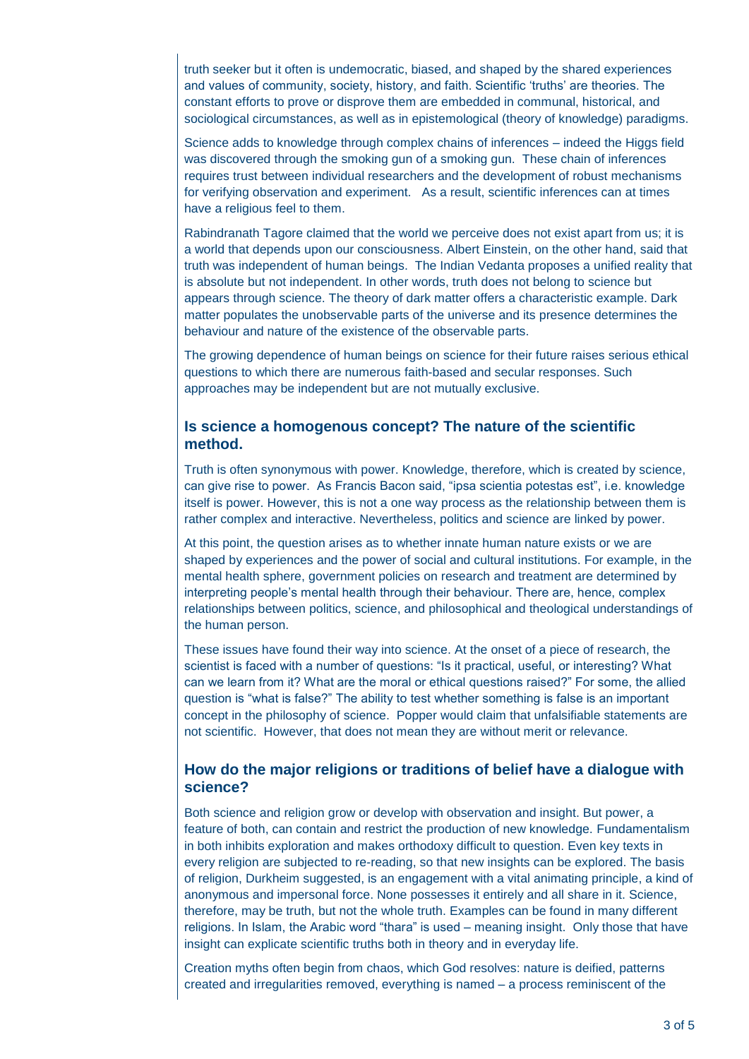truth seeker but it often is undemocratic, biased, and shaped by the shared experiences and values of community, society, history, and faith. Scientific 'truths' are theories. The constant efforts to prove or disprove them are embedded in communal, historical, and sociological circumstances, as well as in epistemological (theory of knowledge) paradigms.

Science adds to knowledge through complex chains of inferences – indeed the Higgs field was discovered through the smoking gun of a smoking gun. These chain of inferences requires trust between individual researchers and the development of robust mechanisms for verifying observation and experiment. As a result, scientific inferences can at times have a religious feel to them.

Rabindranath Tagore claimed that the world we perceive does not exist apart from us; it is a world that depends upon our consciousness. Albert Einstein, on the other hand, said that truth was independent of human beings. The Indian Vedanta proposes a unified reality that is absolute but not independent. In other words, truth does not belong to science but appears through science. The theory of dark matter offers a characteristic example. Dark matter populates the unobservable parts of the universe and its presence determines the behaviour and nature of the existence of the observable parts.

The growing dependence of human beings on science for their future raises serious ethical questions to which there are numerous faith-based and secular responses. Such approaches may be independent but are not mutually exclusive.

## Is science a homogenous concept? The nature of the scientific method.

Truth is often synonymous with power. Knowledge, therefore, which is created by science, can give rise to power. As Francis Bacon said, "ipsa scientia potestas est", i.e. knowledge itself is power. However, this is not a one way process as the relationship between them is rather complex and interactive. Nevertheless, politics and science are linked by power.

At this point, the question arises as to whether innate human nature exists or we are shaped by experiences and the power of social and cultural institutions. For example, in the mental health sphere, government policies on research and treatment are determined by interpreting people's mental health through their behaviour. There are, hence, complex relationships between politics, science, and philosophical and theological understandings of the human person.

These issues have found their way into science. At the onset of a piece of research, the scientist is faced with a number of questions: "Is it practical, useful, or interesting? What can we learn from it? What are the moral or ethical questions raised?" For some, the allied question is "what is false?" The ability to test whether something is false is an important concept in the philosophy of science. Popper would claim that unfalsifiable statements are not scientific. However, that does not mean they are without merit or relevance.

## How do the major religions or traditions of belief have a dialogue with science?

Both science and religion grow or develop with observation and insight. But power, a feature of both, can contain and restrict the production of new knowledge. Fundamentalism in both inhibits exploration and makes orthodoxy difficult to question. Even key texts in every religion are subjected to re-reading, so that new insights can be explored. The basis of religion, Durkheim suggested, is an engagement with a vital animating principle, a kind of anonymous and impersonal force. None possesses it entirely and all share in it. Science, therefore, may be truth, but not the whole truth. Examples can be found in many different religions. In Islam, the Arabic word "thara" is used – meaning insight. Only those that have insight can explicate scientific truths both in theory and in everyday life.

Creation myths often begin from chaos, which God resolves: nature is deified, patterns created and irregularities removed, everything is named – a process reminiscent of the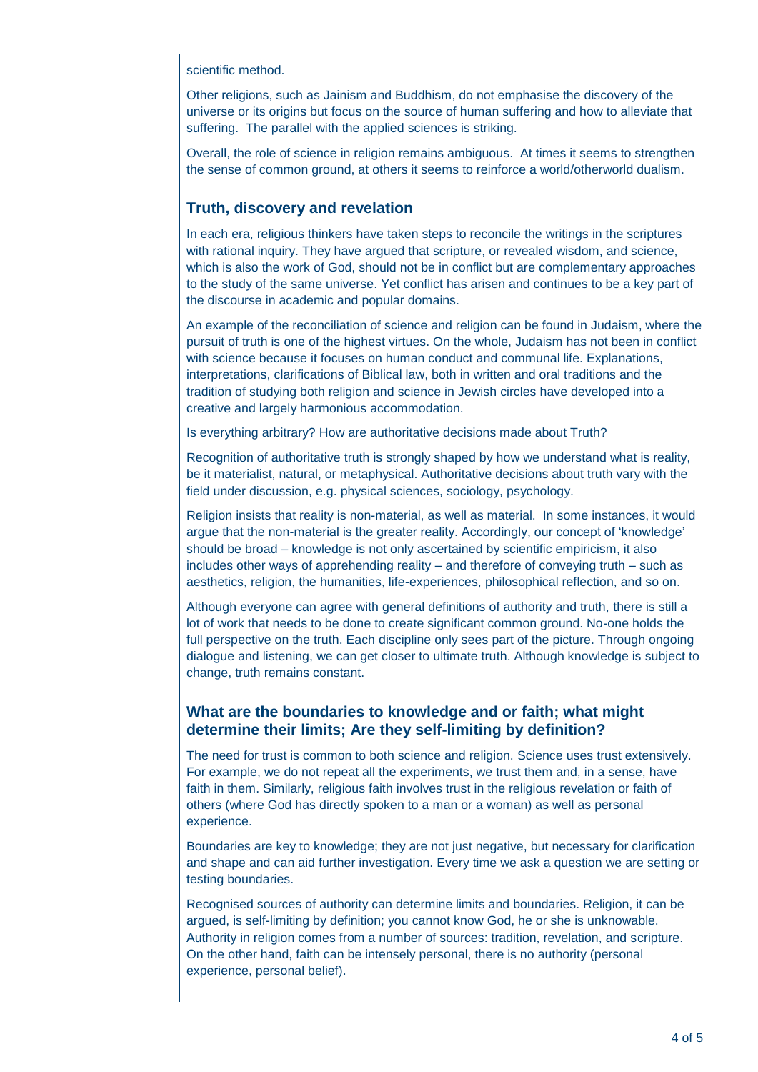scientific method.

Other religions, such as Jainism and Buddhism, do not emphasise the discovery of the universe or its origins but focus on the source of human suffering and how to alleviate that suffering. The parallel with the applied sciences is striking.

Overall, the role of science in religion remains ambiguous. At times it seems to strengthen the sense of common ground, at others it seems to reinforce a world/otherworld dualism.

## Truth, discovery and revelation

In each era, religious thinkers have taken steps to reconcile the writings in the scriptures with rational inquiry. They have argued that scripture, or revealed wisdom, and science, which is also the work of God, should not be in conflict but are complementary approaches to the study of the same universe. Yet conflict has arisen and continues to be a key part of the discourse in academic and popular domains.

An example of the reconciliation of science and religion can be found in Judaism, where the pursuit of truth is one of the highest virtues. On the whole, Judaism has not been in conflict with science because it focuses on human conduct and communal life. Explanations, interpretations, clarifications of Biblical law, both in written and oral traditions and the tradition of studying both religion and science in Jewish circles have developed into a creative and largely harmonious accommodation.

Is everything arbitrary? How are authoritative decisions made about Truth?

Recognition of authoritative truth is strongly shaped by how we understand what is reality, be it materialist, natural, or metaphysical. Authoritative decisions about truth vary with the field under discussion, e.g. physical sciences, sociology, psychology.

Religion insists that reality is non-material, as well as material. In some instances, it would argue that the non-material is the greater reality. Accordingly, our concept of 'knowledge' should be broad – knowledge is not only ascertained by scientific empiricism, it also includes other ways of apprehending reality – and therefore of conveying truth – such as aesthetics, religion, the humanities, life-experiences, philosophical reflection, and so on.

Although everyone can agree with general definitions of authority and truth, there is still a lot of work that needs to be done to create significant common ground. No-one holds the full perspective on the truth. Each discipline only sees part of the picture. Through ongoing dialogue and listening, we can get closer to ultimate truth. Although knowledge is subject to change, truth remains constant.

## What are the boundaries to knowledge and or faith; what might determine their limits; Are they self-limiting by definition?

The need for trust is common to both science and religion. Science uses trust extensively. For example, we do not repeat all the experiments, we trust them and, in a sense, have faith in them. Similarly, religious faith involves trust in the religious revelation or faith of others (where God has directly spoken to a man or a woman) as well as personal experience.

Boundaries are key to knowledge; they are not just negative, but necessary for clarification and shape and can aid further investigation. Every time we ask a question we are setting or testing boundaries.

Recognised sources of authority can determine limits and boundaries. Religion, it can be argued, is self-limiting by definition; you cannot know God, he or she is unknowable. Authority in religion comes from a number of sources: tradition, revelation, and scripture. On the other hand, faith can be intensely personal, there is no authority (personal experience, personal belief).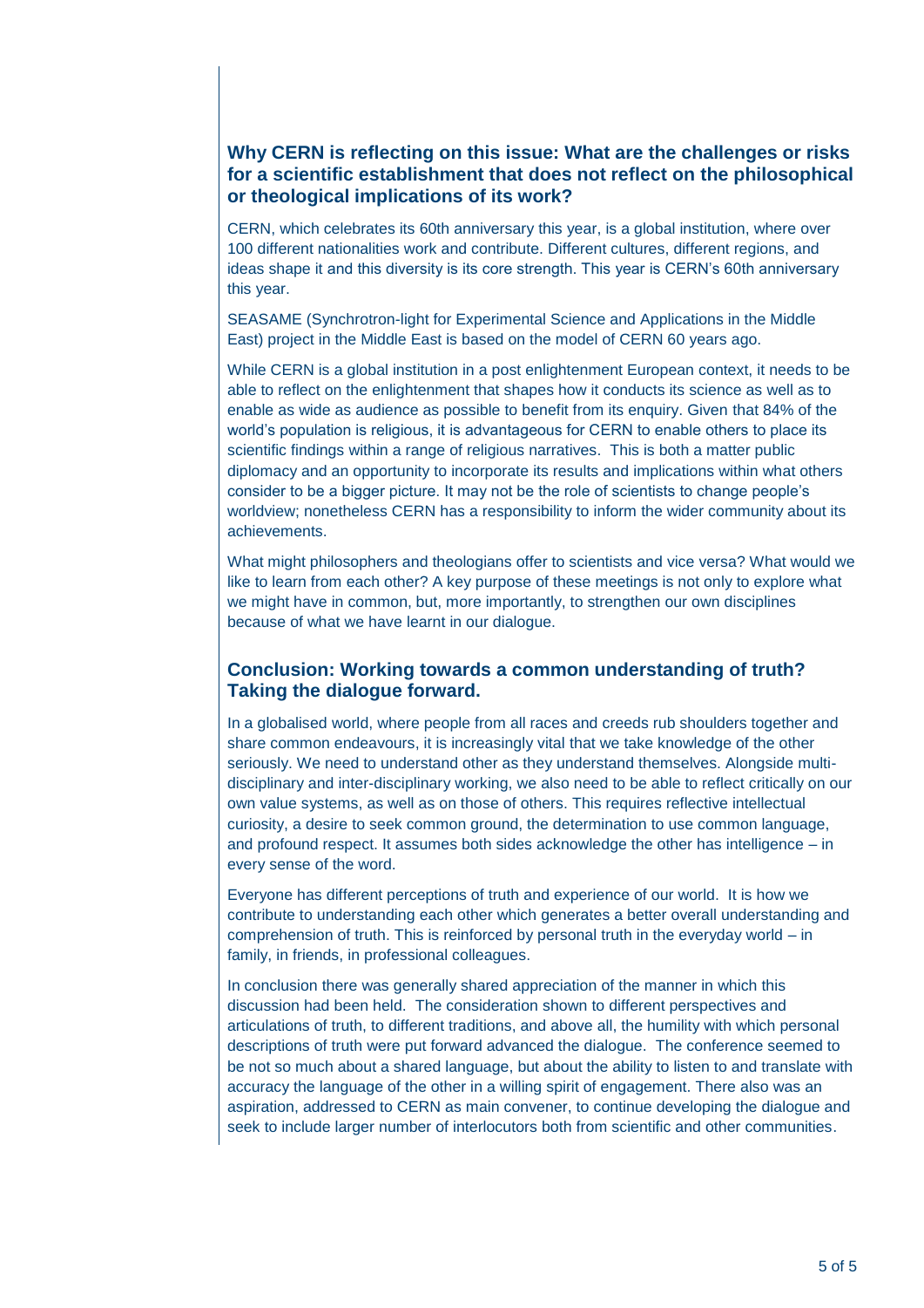## Why CERN is reflecting on this issue: What are the challenges or risks for a scientific establishment that does not reflect on the philosophical or theological implications of its work?

CERN, which celebrates its 60th anniversary this year, is a global institution, where over 100 different nationalities work and contribute. Different cultures, different regions, and ideas shape it and this diversity is its core strength. This year is CERN's 60th anniversary this year.

SEASAME (Synchrotron-light for Experimental Science and Applications in the Middle East) project in the Middle East is based on the model of CERN 60 years ago.

While CERN is a global institution in a post enlightenment European context, it needs to be able to reflect on the enlightenment that shapes how it conducts its science as well as to enable as wide as audience as possible to benefit from its enquiry. Given that 84% of the world's population is religious, it is advantageous for CERN to enable others to place its scientific findings within a range of religious narratives. This is both a matter public diplomacy and an opportunity to incorporate its results and implications within what others consider to be a bigger picture. It may not be the role of scientists to change people's worldview; nonetheless CERN has a responsibility to inform the wider community about its achievements.

What might philosophers and theologians offer to scientists and vice versa? What would we like to learn from each other? A key purpose of these meetings is not only to explore what we might have in common, but, more importantly, to strengthen our own disciplines because of what we have learnt in our dialogue.

## Conclusion: Working towards a common understanding of truth? Taking the dialogue forward.

In a globalised world, where people from all races and creeds rub shoulders together and share common endeavours, it is increasingly vital that we take knowledge of the other seriously. We need to understand other as they understand themselves. Alongside multi-disciplinary and inter-disciplinary working, we also need to be able to reflect critically on our own value systems, as well as on those of others. This requires reflective intellectual curiosity, a desire to seek common ground, the determination to use common language, and profound respect. It assumes both sides acknowledge the other has intelligence – in every sense of the word.

Everyone has different perceptions of truth and experience of our world. It is how we contribute to understanding each other which generates a better overall understanding and comprehension of truth. This is reinforced by personal truth in the everyday world – in family, in friends, in professional colleagues.

In conclusion there was generally shared appreciation of the manner in which this discussion had been held. The consideration shown to different perspectives and articulations of truth, to different traditions, and above all, the humility with which personal descriptions of truth were put forward advanced the dialogue. The conference seemed to be not so much about a shared language, but about the ability to listen to and translate with accuracy the language of the other in a willing spirit of engagement. There also was an aspiration, addressed to CERN as main convener, to continue developing the dialogue and seek to include larger number of interlocutors both from scientific and other communities.